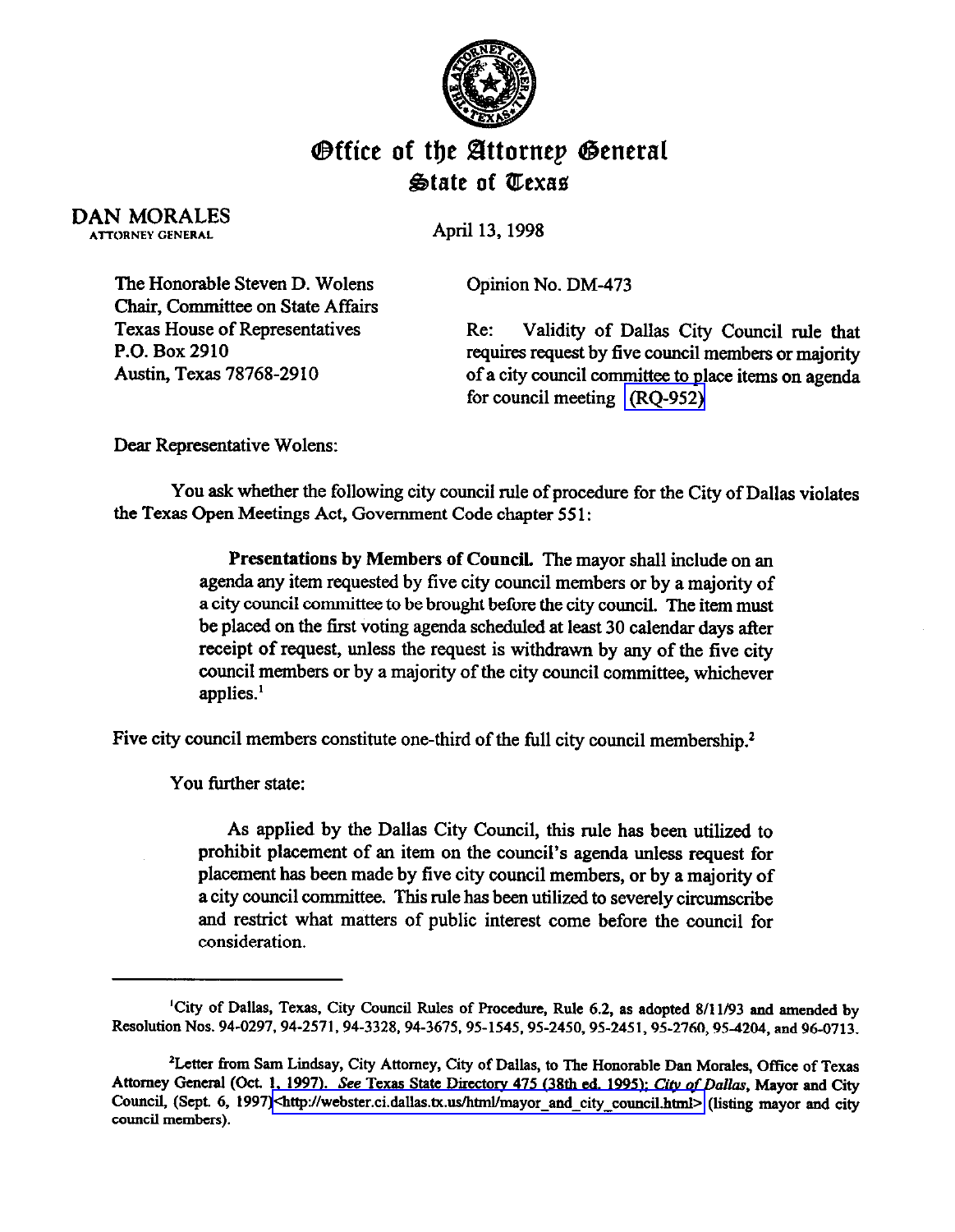# Office of the Attorney General
## State of Texas

**DAN MORALES**
ATTORNEY GENERAL

April 13, 1998

The Honorable Steven D. Wolens
Chair, Committee on State Affairs
Texas House of Representatives
P.O. Box 2910
Austin, Texas 78768-2910

Opinion No. DM-473

Re: Validity of Dallas City Council rule that requires request by five council members or majority of a city council committee to place items on agenda for council meeting (RQ-952)

Dear Representative Wolens:

You ask whether the following city council rule of procedure for the City of Dallas violates the Texas Open Meetings Act, Government Code chapter 551:

> **Presentations by Members of Council.** The mayor shall include on an agenda any item requested by five city council members or by a majority of a city council committee to be brought before the city council. The item must be placed on the first voting agenda scheduled at least 30 calendar days after receipt of request, unless the request is withdrawn by any of the five city council members or by a majority of the city council committee, whichever applies.[1]

Five city council members constitute one-third of the full city council membership.[2]

You further state:

> As applied by the Dallas City Council, this rule has been utilized to prohibit placement of an item on the council's agenda unless request for placement has been made by five city council members, or by a majority of a city council committee. This rule has been utilized to severely circumscribe and restrict what matters of public interest come before the council for consideration.

---

[1]City of Dallas, Texas, City Council Rules of Procedure, Rule 6.2, as adopted 8/11/93 and amended by Resolution Nos. 94-0297, 94-2571, 94-3328, 94-3675, 95-1545, 95-2450, 95-2451, 95-2760, 95-4204, and 96-0713.

[2]Letter from Sam Lindsay, City Attorney, City of Dallas, to The Honorable Dan Morales, Office of Texas Attorney General (Oct. 1, 1997). *See* Texas State Directory 475 (38th ed. 1995); *City of Dallas*, Mayor and City Council, (Sept. 6, 1997)<http://webster.ci.dallas.tx.us/html/mayor_and_city_council.html> (listing mayor and city council members).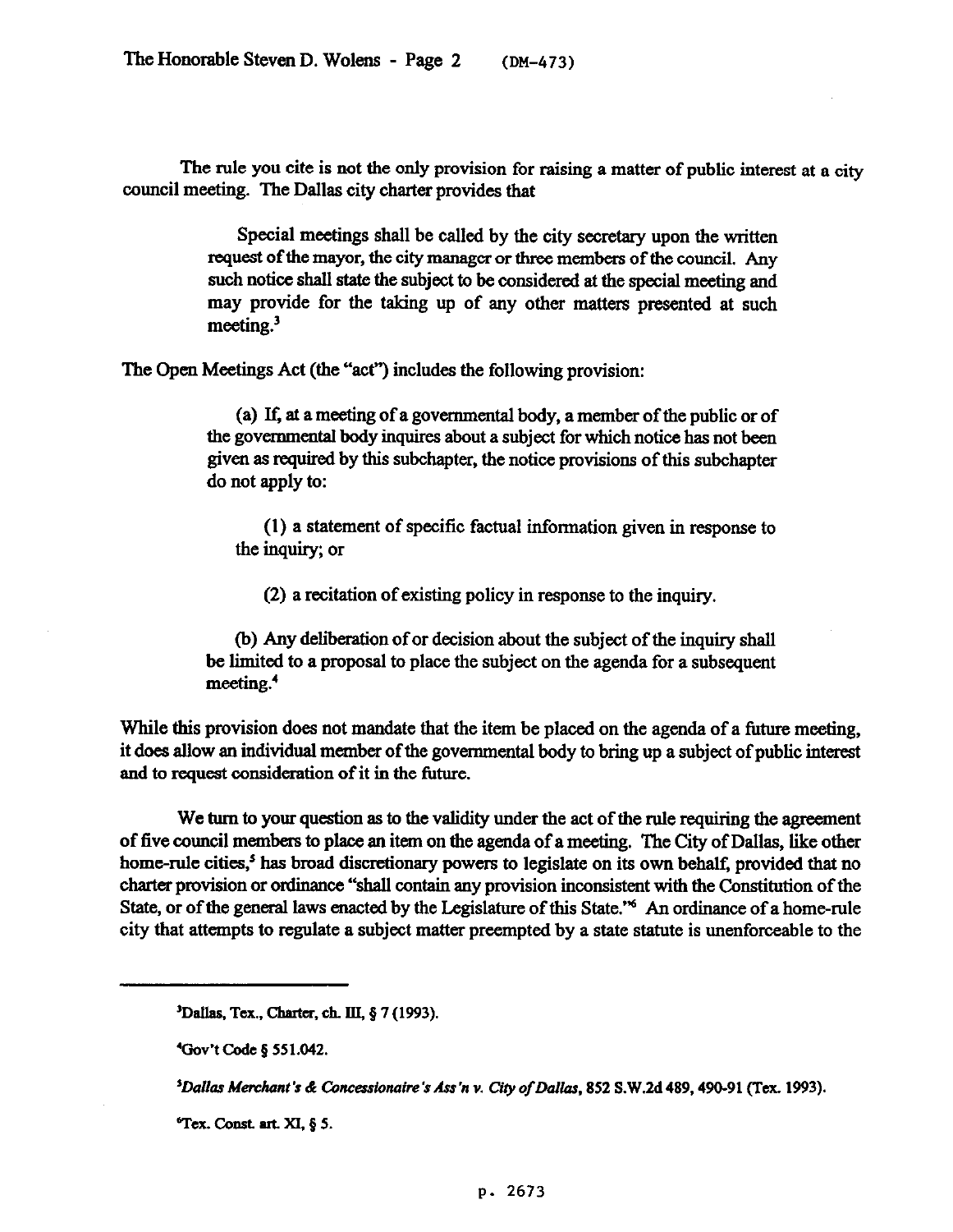The rule you cite is not the only provision for raising a matter of public interest at a city council meeting. The Dallas city charter provides that

> Special meetings shall be called by the city secretary upon the written request of the mayor, the city manager or three members of the council. Any such notice shall state the subject to be considered at the special meeting and may provide for the taking up of any other matters presented at such meeting.[3]

The Open Meetings Act (the "act") includes the following provision:

> (a) If, at a meeting of a governmental body, a member of the public or of the governmental body inquires about a subject for which notice has not been given as required by this subchapter, the notice provisions of this subchapter do not apply to:
>
> (1) a statement of specific factual information given in response to the inquiry; or
>
> (2) a recitation of existing policy in response to the inquiry.
>
> (b) Any deliberation of or decision about the subject of the inquiry shall be limited to a proposal to place the subject on the agenda for a subsequent meeting.[4]

While this provision does not mandate that the item be placed on the agenda of a future meeting, it does allow an individual member of the governmental body to bring up a subject of public interest and to request consideration of it in the future.

We turn to your question as to the validity under the act of the rule requiring the agreement of five council members to place an item on the agenda of a meeting. The City of Dallas, like other home-rule cities,[5] has broad discretionary powers to legislate on its own behalf, provided that no charter provision or ordinance "shall contain any provision inconsistent with the Constitution of the State, or of the general laws enacted by the Legislature of this State."[6] An ordinance of a home-rule city that attempts to regulate a subject matter preempted by a state statute is unenforceable to the

---

[3] Dallas, Tex., Charter, ch. III, § 7 (1993).

[4] Gov't Code § 551.042.

[5] *Dallas Merchant's & Concessionaire's Ass'n v. City of Dallas*, 852 S.W.2d 489, 490-91 (Tex. 1993).

[6] Tex. Const. art. XI, § 5.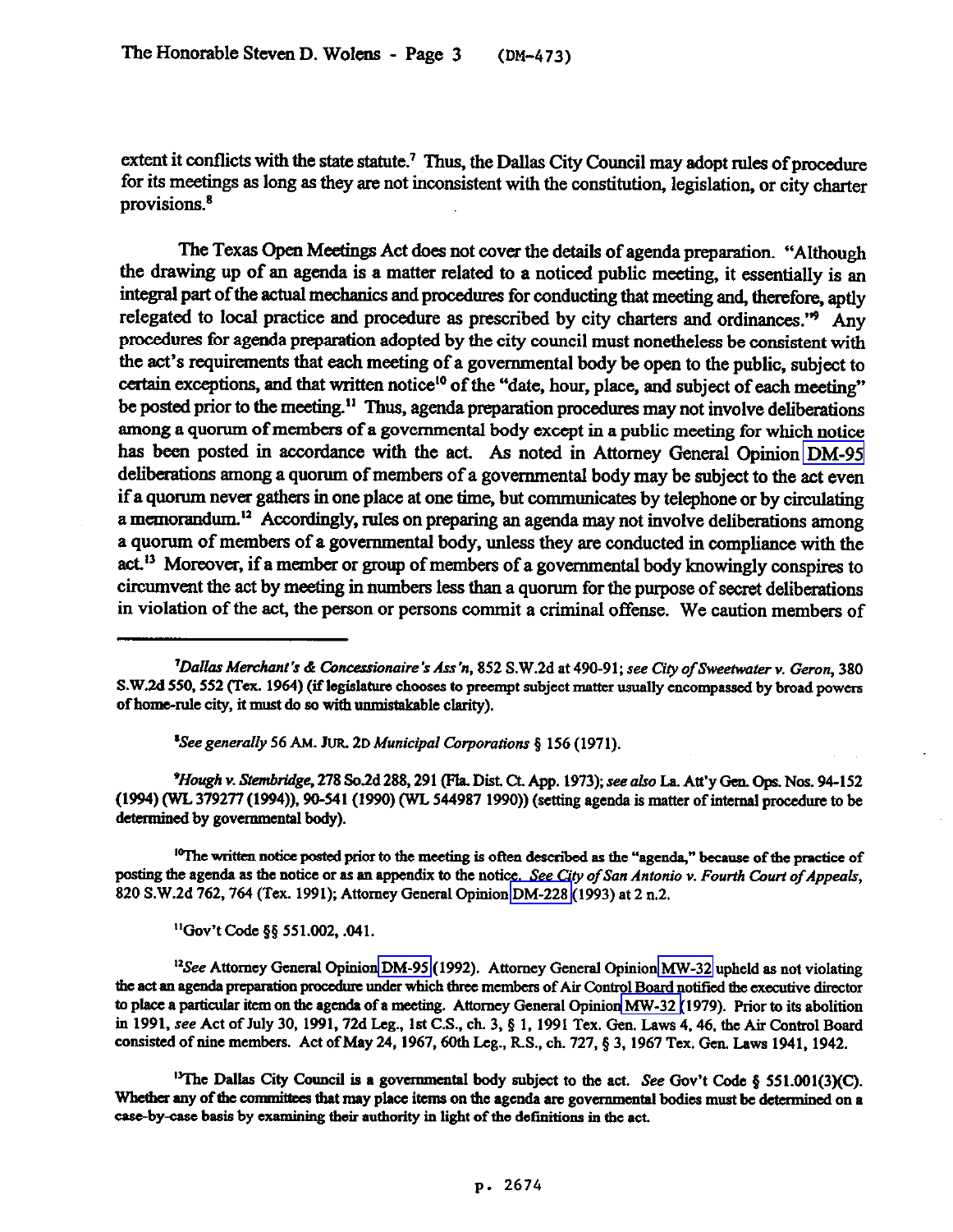extent it conflicts with the state statute.[7] Thus, the Dallas City Council may adopt rules of procedure for its meetings as long as they are not inconsistent with the constitution, legislation, or city charter provisions.[8]

The Texas Open Meetings Act does not cover the details of agenda preparation. "Although the drawing up of an agenda is a matter related to a noticed public meeting, it essentially is an integral part of the actual mechanics and procedures for conducting that meeting and, therefore, aptly relegated to local practice and procedure as prescribed by city charters and ordinances."[9] Any procedures for agenda preparation adopted by the city council must nonetheless be consistent with the act's requirements that each meeting of a governmental body be open to the public, subject to certain exceptions, and that written notice[10] of the "date, hour, place, and subject of each meeting" be posted prior to the meeting.[11] Thus, agenda preparation procedures may not involve deliberations among a quorum of members of a governmental body except in a public meeting for which notice has been posted in accordance with the act. As noted in Attorney General Opinion DM-95 deliberations among a quorum of members of a governmental body may be subject to the act even if a quorum never gathers in one place at one time, but communicates by telephone or by circulating a memorandum.[12] Accordingly, rules on preparing an agenda may not involve deliberations among a quorum of members of a governmental body, unless they are conducted in compliance with the act.[13] Moreover, if a member or group of members of a governmental body knowingly conspires to circumvent the act by meeting in numbers less than a quorum for the purpose of secret deliberations in violation of the act, the person or persons commit a criminal offense. We caution members of

---

[7] *Dallas Merchant's & Concessionaire's Ass'n*, 852 S.W.2d at 490-91; *see City of Sweetwater v. Geron*, 380 S.W.2d 550, 552 (Tex. 1964) (if legislature chooses to preempt subject matter usually encompassed by broad powers of home-rule city, it must do so with unmistakable clarity).

[8] *See generally* 56 AM. JUR. 2D *Municipal Corporations* § 156 (1971).

[9] *Hough v. Stembridge*, 278 So.2d 288, 291 (Fla. Dist. Ct. App. 1973); *see also* La. Att'y Gen. Ops. Nos. 94-152 (1994) (WL 379277 (1994)), 90-541 (1990) (WL 544987 1990)) (setting agenda is matter of internal procedure to be determined by governmental body).

[10] The written notice posted prior to the meeting is often described as the "agenda," because of the practice of posting the agenda as the notice or as an appendix to the notice. *See City of San Antonio v. Fourth Court of Appeals*, 820 S.W.2d 762, 764 (Tex. 1991); Attorney General Opinion DM-228 (1993) at 2 n.2.

[11] Gov't Code §§ 551.002, .041.

[12] *See* Attorney General Opinion DM-95 (1992). Attorney General Opinion MW-32 upheld as not violating the act an agenda preparation procedure under which three members of Air Control Board notified the executive director to place a particular item on the agenda of a meeting. Attorney General Opinion MW-32 (1979). Prior to its abolition in 1991, *see* Act of July 30, 1991, 72d Leg., 1st C.S., ch. 3, § 1, 1991 Tex. Gen. Laws 4, 46, the Air Control Board consisted of nine members. Act of May 24, 1967, 60th Leg., R.S., ch. 727, § 3, 1967 Tex. Gen. Laws 1941, 1942.

[13] The Dallas City Council is a governmental body subject to the act. *See* Gov't Code § 551.001(3)(C). Whether any of the committees that may place items on the agenda are governmental bodies must be determined on a case-by-case basis by examining their authority in light of the definitions in the act.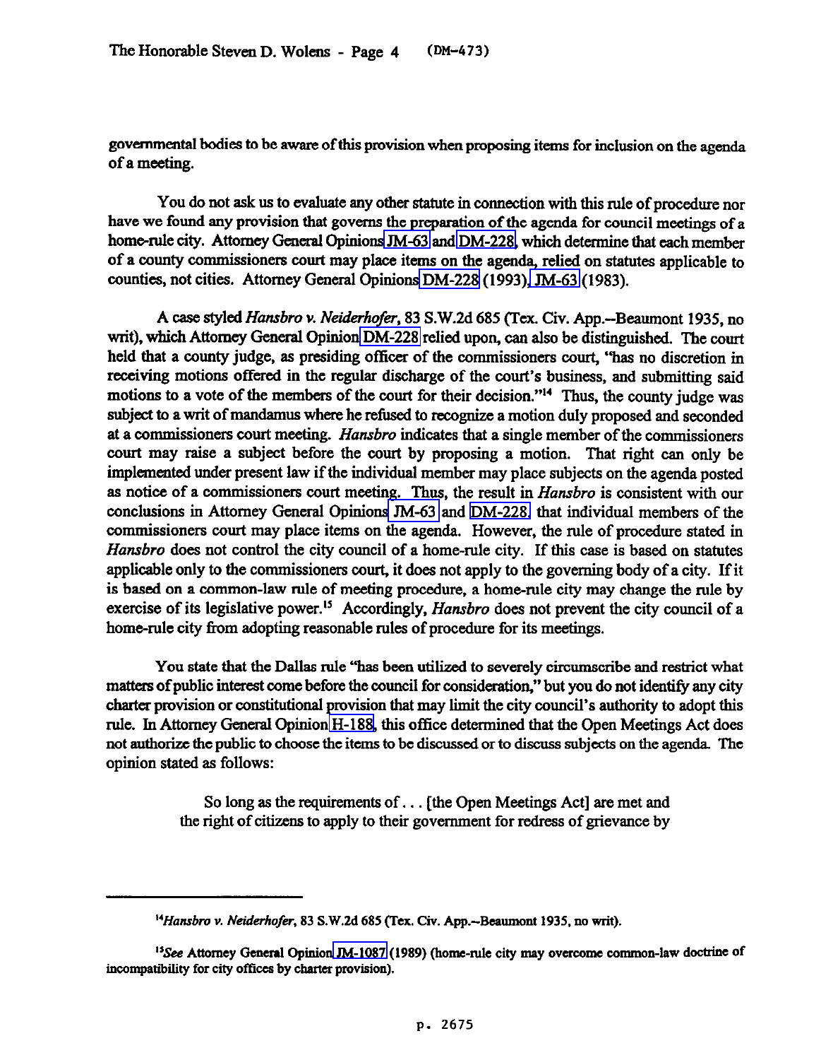governmental bodies to be aware of this provision when proposing items for inclusion on the agenda of a meeting.

You do not ask us to evaluate any other statute in connection with this rule of procedure nor have we found any provision that governs the preparation of the agenda for council meetings of a home-rule city. Attorney General Opinions JM-63 and DM-228, which determine that each member of a county commissioners court may place items on the agenda, relied on statutes applicable to counties, not cities. Attorney General Opinions DM-228 (1993), JM-63 (1983).

A case styled *Hansbro v. Neiderhofer*, 83 S.W.2d 685 (Tex. Civ. App.--Beaumont 1935, no writ), which Attorney General Opinion DM-228 relied upon, can also be distinguished. The court held that a county judge, as presiding officer of the commissioners court, "has no discretion in receiving motions offered in the regular discharge of the court's business, and submitting said motions to a vote of the members of the court for their decision."[14] Thus, the county judge was subject to a writ of mandamus where he refused to recognize a motion duly proposed and seconded at a commissioners court meeting. *Hansbro* indicates that a single member of the commissioners court may raise a subject before the court by proposing a motion. That right can only be implemented under present law if the individual member may place subjects on the agenda posted as notice of a commissioners court meeting. Thus, the result in *Hansbro* is consistent with our conclusions in Attorney General Opinions JM-63 and DM-228, that individual members of the commissioners court may place items on the agenda. However, the rule of procedure stated in *Hansbro* does not control the city council of a home-rule city. If this case is based on statutes applicable only to the commissioners court, it does not apply to the governing body of a city. If it is based on a common-law rule of meeting procedure, a home-rule city may change the rule by exercise of its legislative power.[15] Accordingly, *Hansbro* does not prevent the city council of a home-rule city from adopting reasonable rules of procedure for its meetings.

You state that the Dallas rule "has been utilized to severely circumscribe and restrict what matters of public interest come before the council for consideration," but you do not identify any city charter provision or constitutional provision that may limit the city council's authority to adopt this rule. In Attorney General Opinion H-188, this office determined that the Open Meetings Act does not authorize the public to choose the items to be discussed or to discuss subjects on the agenda. The opinion stated as follows:

> So long as the requirements of . . . [the Open Meetings Act] are met and the right of citizens to apply to their government for redress of grievance by

---

[14] *Hansbro v. Neiderhofer*, 83 S.W.2d 685 (Tex. Civ. App.--Beaumont 1935, no writ).

[15] *See* Attorney General Opinion JM-1087 (1989) (home-rule city may overcome common-law doctrine of incompatibility for city offices by charter provision).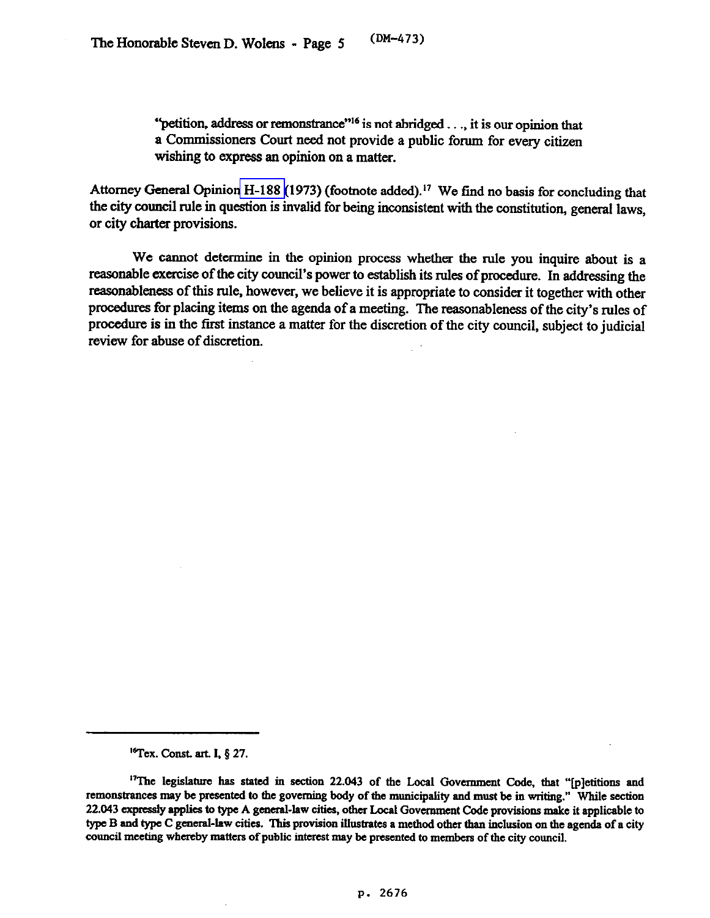> "petition, address or remonstrance"[16] is not abridged . . ., it is our opinion that a Commissioners Court need not provide a public forum for every citizen wishing to express an opinion on a matter.

Attorney General Opinion H-188 (1973) (footnote added).[17] We find no basis for concluding that the city council rule in question is invalid for being inconsistent with the constitution, general laws, or city charter provisions.

We cannot determine in the opinion process whether the rule you inquire about is a reasonable exercise of the city council's power to establish its rules of procedure. In addressing the reasonableness of this rule, however, we believe it is appropriate to consider it together with other procedures for placing items on the agenda of a meeting. The reasonableness of the city's rules of procedure is in the first instance a matter for the discretion of the city council, subject to judicial review for abuse of discretion.

---

[16]Tex. Const. art. I, § 27.

[17]The legislature has stated in section 22.043 of the Local Government Code, that "[p]etitions and remonstrances may be presented to the governing body of the municipality and must be in writing." While section 22.043 expressly applies to type A general-law cities, other Local Government Code provisions make it applicable to type B and type C general-law cities. This provision illustrates a method other than inclusion on the agenda of a city council meeting whereby matters of public interest may be presented to members of the city council.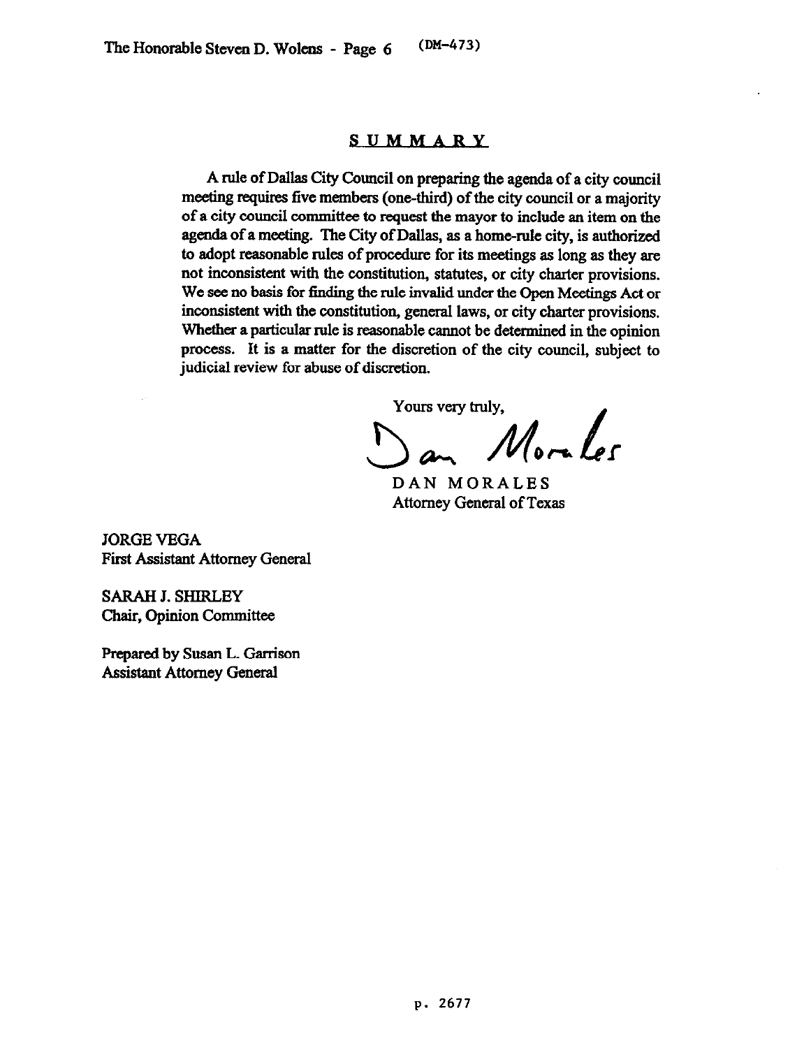## SUMMARY

A rule of Dallas City Council on preparing the agenda of a city council meeting requires five members (one-third) of the city council or a majority of a city council committee to request the mayor to include an item on the agenda of a meeting. The City of Dallas, as a home-rule city, is authorized to adopt reasonable rules of procedure for its meetings as long as they are not inconsistent with the constitution, statutes, or city charter provisions. We see no basis for finding the rule invalid under the Open Meetings Act or inconsistent with the constitution, general laws, or city charter provisions. Whether a particular rule is reasonable cannot be determined in the opinion process. It is a matter for the discretion of the city council, subject to judicial review for abuse of discretion.

Yours very truly,

Dan Morales

DAN MORALES
Attorney General of Texas

JORGE VEGA
First Assistant Attorney General

SARAH J. SHIRLEY
Chair, Opinion Committee

Prepared by Susan L. Garrison
Assistant Attorney General